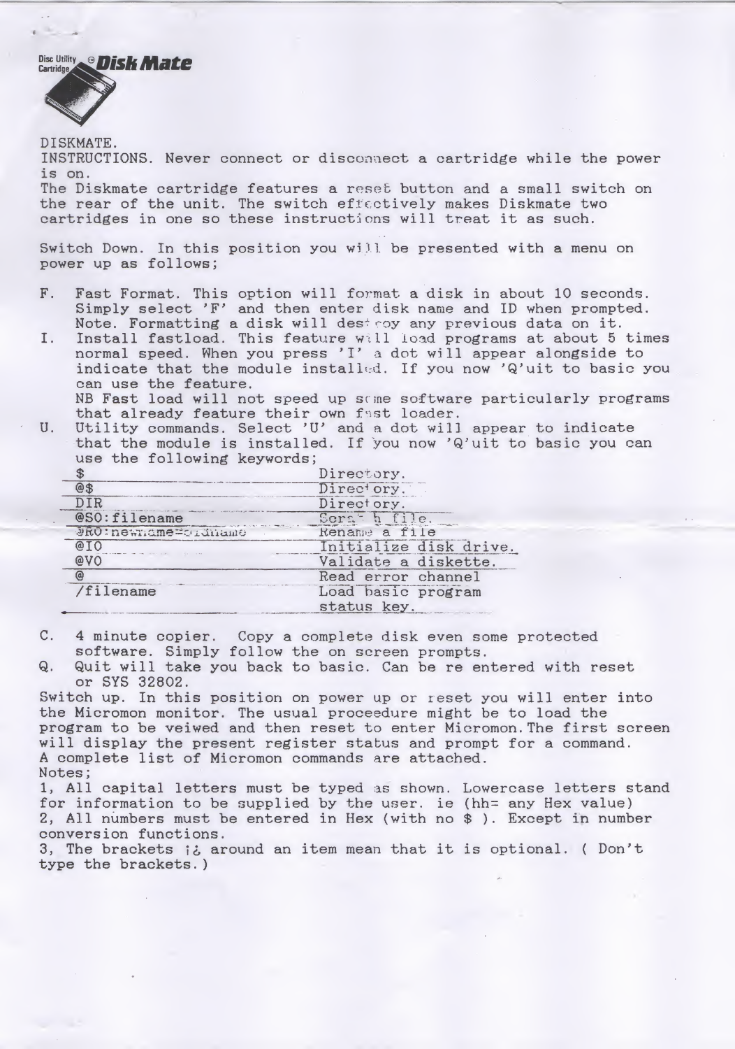**Disc Utility Cartridge** © ***Disk Mate***

DISKMATE.

INSTRUCTIONS. Never connect or disconnect a cartridge while the power is on.

The Diskmate cartridge features a reset button and a small switch on the rear of the unit. The switch effectively makes Diskmate two cartridges in one so these instructions will treat it as such.

Switch Down. In this position you will be presented with a menu on power up as follows;

F. Fast Format. This option will format a disk in about 10 seconds. Simply select 'F' and then enter disk name and ID when prompted. Note. Formatting a disk will destroy any previous data on it.

I. Install fastload. This feature will load programs at about 5 times normal speed. When you press 'I' a dot will appear alongside to indicate that the module installed. If you now 'Q'uit to basic you can use the feature.
NB Fast load will not speed up some software particularly programs that already feature their own fast loader.

U. Utility commands. Select 'U' and a dot will appear to indicate that the module is installed. If you now 'Q'uit to basic you can use the following keywords;

| | |
|---|---|
| $ | Directory. |
| @$ | Directory. |
| DIR | Directory. |
| @S0:filename | Scratch file. |
| @R0:newname=oldname | Rename a file |
| @I0 | Initialize disk drive. |
| @V0 | Validate a diskette. |
| @ | Read error channel |
| /filename | Load basic program status key. |

C. 4 minute copier. Copy a complete disk even some protected software. Simply follow the on screen prompts.

Q. Quit will take you back to basic. Can be re entered with reset or SYS 32802.

Switch up. In this position on power up or reset you will enter into the Micromon monitor. The usual proceedure might be to load the program to be veiwed and then reset to enter Micromon. The first screen will display the present register status and prompt for a command. A complete list of Micromon commands are attached.

Notes;

1, All capital letters must be typed as shown. Lowercase letters stand for information to be supplied by the user. ie (hh= any Hex value)

2, All numbers must be entered in Hex (with no $ ). Except in number conversion functions.

3, The brackets ¡¿ around an item mean that it is optional. ( Don't type the brackets.)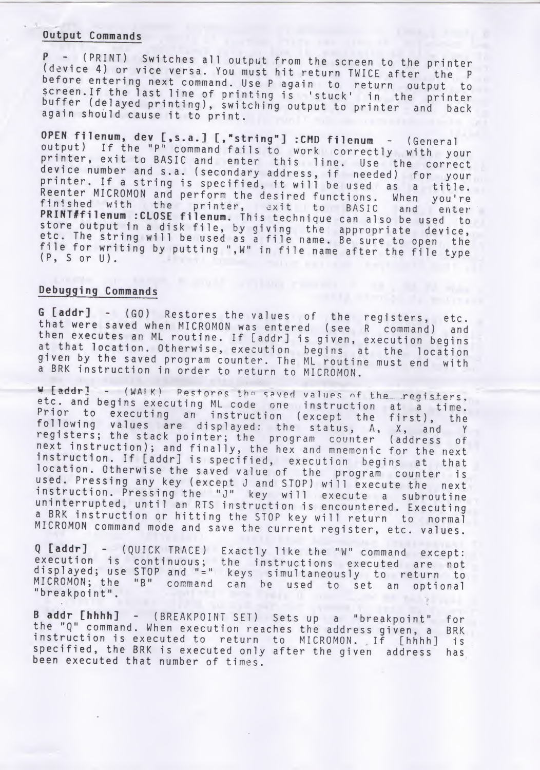## Output Commands

**P** - (PRINT) Switches all output from the screen to the printer (device 4) or vice versa. You must hit return TWICE after the P before entering next command. Use P again to return output to screen.If the last line of printing is 'stuck' in the printer buffer (delayed printing), switching output to printer and back again should cause it to print.

**OPEN filenum, dev [,s.a.] [,"string"] :CMD filenum** - (General output) If the "P" command fails to work correctly with your printer, exit to BASIC and enter this line. Use the correct device number and s.a. (secondary address, if needed) for your printer. If a string is specified, it will be used as a title. Reenter MICROMON and perform the desired functions. When you're finished with the printer, exit to BASIC and enter **PRINT#filenum :CLOSE filenum.** This technique can also be used to store output in a disk file, by giving the appropriate device, etc. The string will be used as a file name. Be sure to open the file for writing by putting ",W" in file name after the file type (P, S or U).

## Debugging Commands

**G [addr]** - (GO) Restores the values of the registers, etc. that were saved when MICROMON was entered (see R command) and then executes an ML routine. If [addr] is given, execution begins at that location. Otherwise, execution begins at the location given by the saved program counter. The ML routine must end with a BRK instruction in order to return to MICROMON.

**W [addr]** - (WALK) Restores the saved values of the registers, etc. and begins executing ML code one instruction at a time. Prior to executing an instruction (except the first), the following values are displayed: the status, A, X, and Y registers; the stack pointer; the program counter (address of next instruction); and finally, the hex and mnemonic for the next instruction. If [addr] is specified, execution begins at that location. Otherwise the saved value of the program counter is used. Pressing any key (except J and STOP) will execute the next instruction. Pressing the "J" key will execute a subroutine uninterrupted, until an RTS instruction is encountered. Executing a BRK instruction or hitting the STOP key will return to normal MICROMON command mode and save the current register, etc. values.

**Q [addr]** - (QUICK TRACE) Exactly like the "W" command except: execution is continuous; the instructions executed are not displayed; use STOP and "=" keys simultaneously to return to MICROMON; the "B" command can be used to set an optional "breakpoint".

**B addr [hhhh]** - (BREAKPOINT SET) Sets up a "breakpoint" for the "Q" command. When execution reaches the address given, a BRK instruction is executed to return to MICROMON. If [hhhh] is specified, the BRK is executed only after the given address has been executed that number of times.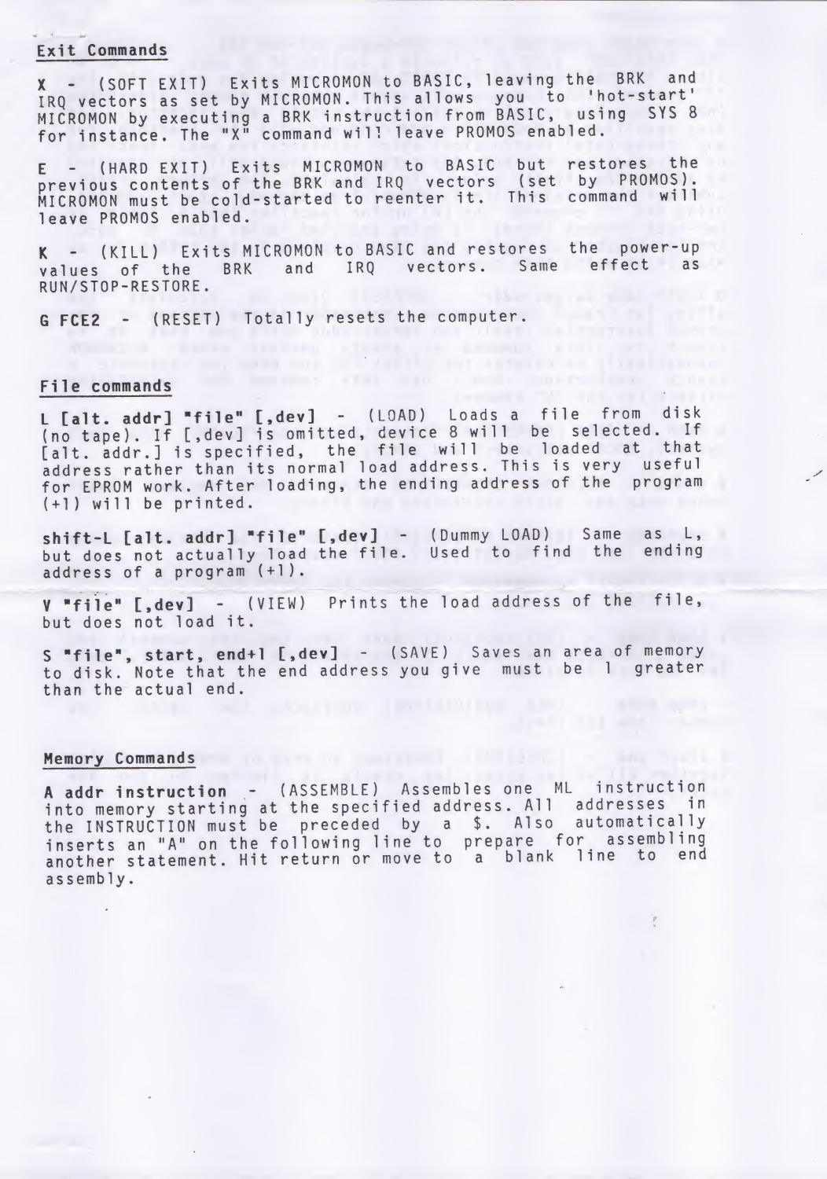## Exit Commands

**X** - (SOFT EXIT) Exits MICROMON to BASIC, leaving the BRK and IRQ vectors as set by MICROMON. This allows you to 'hot-start' MICROMON by executing a BRK instruction from BASIC, using SYS 8 for instance. The "X" command will leave PROMOS enabled.

**E** - (HARD EXIT) Exits MICROMON to BASIC but restores the previous contents of the BRK and IRQ vectors (set by PROMOS). MICROMON must be cold-started to reenter it. This command will leave PROMOS enabled.

**K** - (KILL) Exits MICROMON to BASIC and restores the power-up values of the BRK and IRQ vectors. Same effect as RUN/STOP-RESTORE.

**G FCE2** - (RESET) Totally resets the computer.

## File commands

**L [alt. addr] "file" [,dev]** - (LOAD) Loads a file from disk (no tape). If [,dev] is omitted, device 8 will be selected. If [alt. addr.] is specified, the file will be loaded at that address rather than its normal load address. This is very useful for EPROM work. After loading, the ending address of the program (+1) will be printed.

**shift-L [alt. addr] "file" [,dev]** - (Dummy LOAD) Same as L, but does not actually load the file. Used to find the ending address of a program (+1).

**V "file" [,dev]** - (VIEW) Prints the load address of the file, but does not load it.

**S "file", start, end+1 [,dev]** - (SAVE) Saves an area of memory to disk. Note that the end address you give must be 1 greater than the actual end.

## Memory Commands

**A addr instruction** - (ASSEMBLE) Assembles one ML instruction into memory starting at the specified address. All addresses in the INSTRUCTION must be preceded by a $. Also automatically inserts an "A" on the following line to prepare for assembling another statement. Hit return or move to a blank line to end assembly.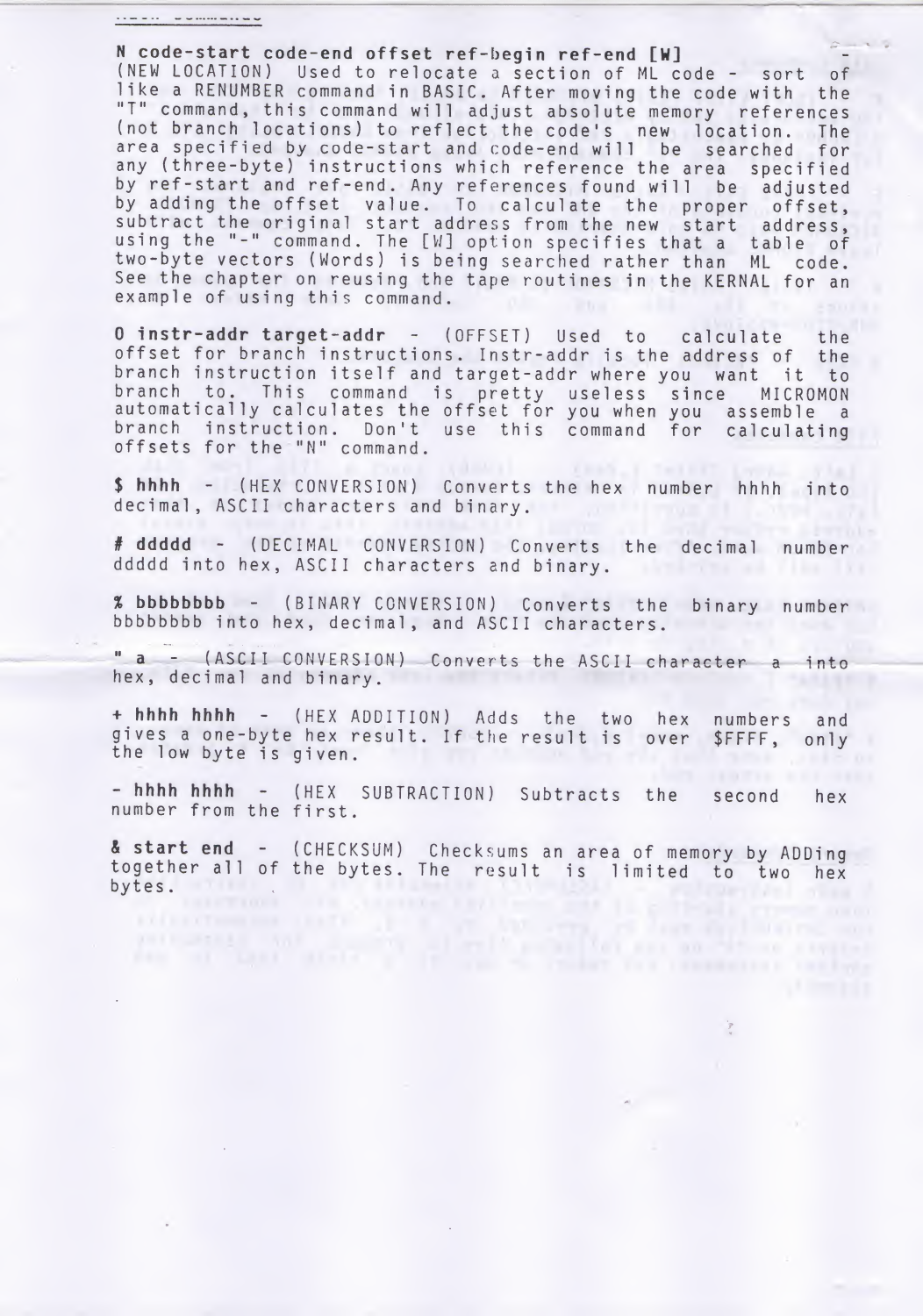**N code-start code-end offset ref-begin ref-end [W]** - (NEW LOCATION) Used to relocate a section of ML code - sort of like a RENUMBER command in BASIC. After moving the code with the "T" command, this command will adjust absolute memory references (not branch locations) to reflect the code's new location. The area specified by code-start and code-end will be searched for any (three-byte) instructions which reference the area specified by ref-start and ref-end. Any references found will be adjusted by adding the offset value. To calculate the proper offset, subtract the original start address from the new start address, using the "-" command. The [W] option specifies that a table of two-byte vectors (Words) is being searched rather than ML code. See the chapter on reusing the tape routines in the KERNAL for an example of using this command.

**O instr-addr target-addr** - (OFFSET) Used to calculate the offset for branch instructions. Instr-addr is the address of the branch instruction itself and target-addr where you want it to branch to. This command is pretty useless since MICROMON automatically calculates the offset for you when you assemble a branch instruction. Don't use this command for calculating offsets for the "N" command.

**$ hhhh** - (HEX CONVERSION) Converts the hex number hhhh into decimal, ASCII characters and binary.

**# ddddd** - (DECIMAL CONVERSION) Converts the decimal number ddddd into hex, ASCII characters and binary.

**% bbbbbbbb** - (BINARY CONVERSION) Converts the binary number bbbbbbbb into hex, decimal, and ASCII characters.

**" a** - (ASCII CONVERSION) Converts the ASCII character a into hex, decimal and binary.

**+ hhhh hhhh** - (HEX ADDITION) Adds the two hex numbers and gives a one-byte hex result. If the result is over $FFFF, only the low byte is given.

**- hhhh hhhh** - (HEX SUBTRACTION) Subtracts the second hex number from the first.

**& start end** - (CHECKSUM) Checksums an area of memory by ADDing together all of the bytes. The result is limited to two hex bytes.